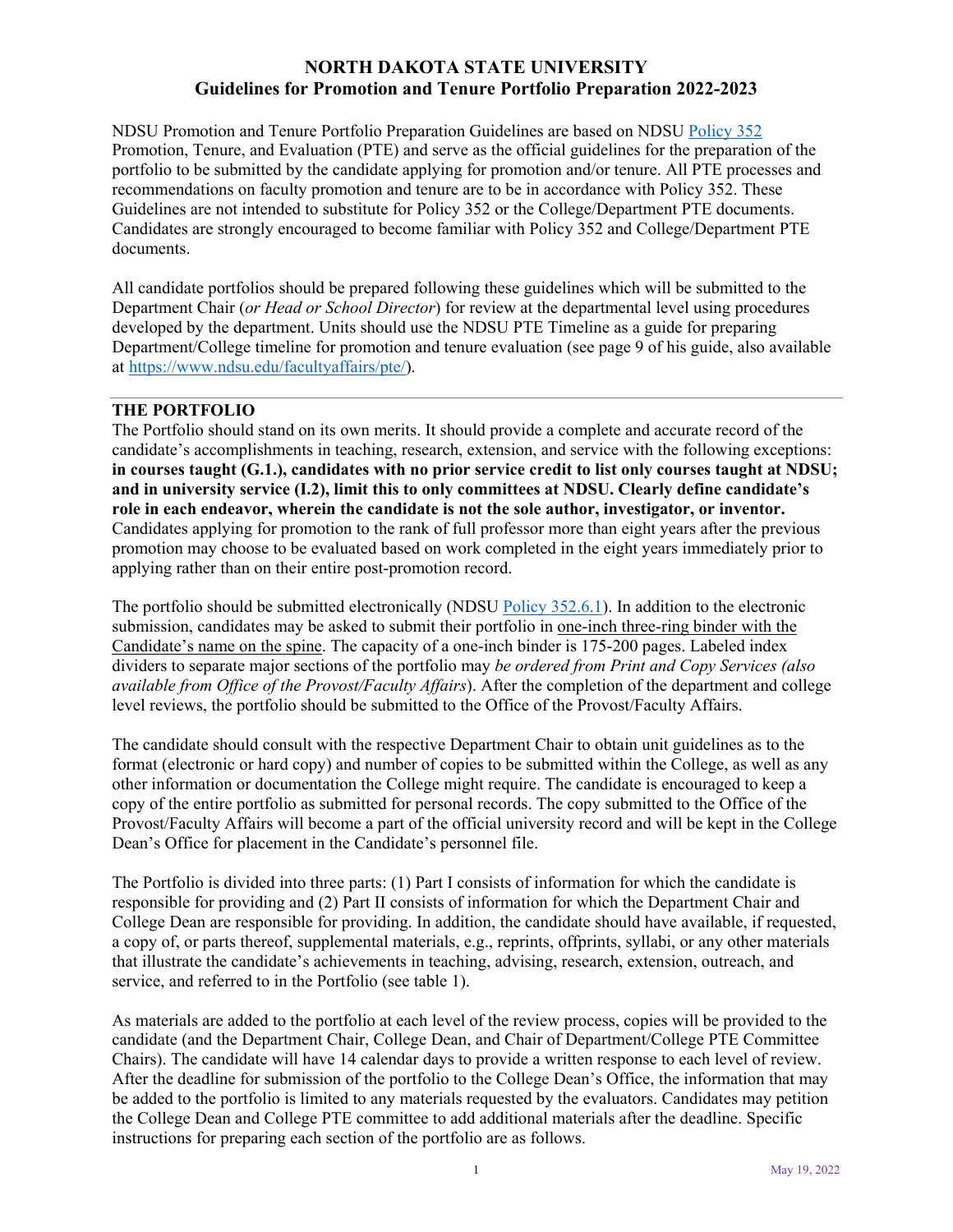# NORTH DAKOTA STATE UNIVERSITY
## Guidelines for Promotion and Tenure Portfolio Preparation 2022-2023

NDSU Promotion and Tenure Portfolio Preparation Guidelines are based on NDSU [Policy 352](#) Promotion, Tenure, and Evaluation (PTE) and serve as the official guidelines for the preparation of the portfolio to be submitted by the candidate applying for promotion and/or tenure. All PTE processes and recommendations on faculty promotion and tenure are to be in accordance with Policy 352. These Guidelines are not intended to substitute for Policy 352 or the College/Department PTE documents. Candidates are strongly encouraged to become familiar with Policy 352 and College/Department PTE documents.

All candidate portfolios should be prepared following these guidelines which will be submitted to the Department Chair (*or Head or School Director*) for review at the departmental level using procedures developed by the department. Units should use the NDSU PTE Timeline as a guide for preparing Department/College timeline for promotion and tenure evaluation (see page 9 of his guide, also available at https://www.ndsu.edu/facultyaffairs/pte/).

---

### THE PORTFOLIO

The Portfolio should stand on its own merits. It should provide a complete and accurate record of the candidate's accomplishments in teaching, research, extension, and service with the following exceptions: **in courses taught (G.1.), candidates with no prior service credit to list only courses taught at NDSU; and in university service (I.2), limit this to only committees at NDSU. Clearly define candidate's role in each endeavor, wherein the candidate is not the sole author, investigator, or inventor.** Candidates applying for promotion to the rank of full professor more than eight years after the previous promotion may choose to be evaluated based on work completed in the eight years immediately prior to applying rather than on their entire post-promotion record.

The portfolio should be submitted electronically (NDSU [Policy 352.6.1](#)). In addition to the electronic submission, candidates may be asked to submit their portfolio in <u>one-inch three-ring binder with the Candidate's name on the spine</u>. The capacity of a one-inch binder is 175-200 pages. Labeled index dividers to separate major sections of the portfolio may *be ordered from Print and Copy Services (also available from Office of the Provost/Faculty Affairs*). After the completion of the department and college level reviews, the portfolio should be submitted to the Office of the Provost/Faculty Affairs.

The candidate should consult with the respective Department Chair to obtain unit guidelines as to the format (electronic or hard copy) and number of copies to be submitted within the College, as well as any other information or documentation the College might require. The candidate is encouraged to keep a copy of the entire portfolio as submitted for personal records. The copy submitted to the Office of the Provost/Faculty Affairs will become a part of the official university record and will be kept in the College Dean's Office for placement in the Candidate's personnel file.

The Portfolio is divided into three parts: (1) Part I consists of information for which the candidate is responsible for providing and (2) Part II consists of information for which the Department Chair and College Dean are responsible for providing. In addition, the candidate should have available, if requested, a copy of, or parts thereof, supplemental materials, e.g., reprints, offprints, syllabi, or any other materials that illustrate the candidate's achievements in teaching, advising, research, extension, outreach, and service, and referred to in the Portfolio (see table 1).

As materials are added to the portfolio at each level of the review process, copies will be provided to the candidate (and the Department Chair, College Dean, and Chair of Department/College PTE Committee Chairs). The candidate will have 14 calendar days to provide a written response to each level of review. After the deadline for submission of the portfolio to the College Dean's Office, the information that may be added to the portfolio is limited to any materials requested by the evaluators. Candidates may petition the College Dean and College PTE committee to add additional materials after the deadline. Specific instructions for preparing each section of the portfolio are as follows.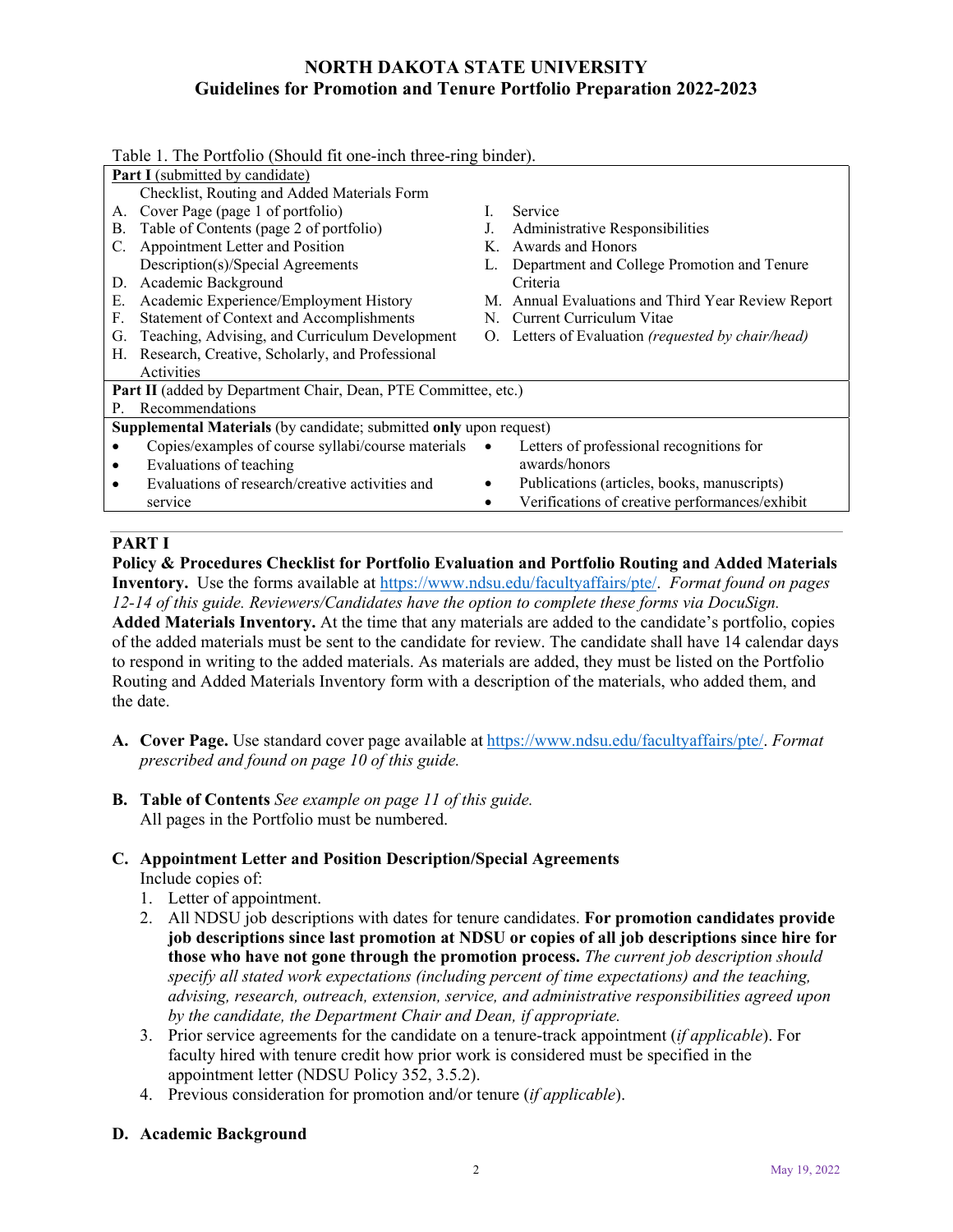# NORTH DAKOTA STATE UNIVERSITY
## Guidelines for Promotion and Tenure Portfolio Preparation 2022-2023

Table 1. The Portfolio (Should fit one-inch three-ring binder).

| | |
|---|---|
| **Part I** (submitted by candidate) | |
| Checklist, Routing and Added Materials Form | |
| A. Cover Page (page 1 of portfolio) | I. Service |
| B. Table of Contents (page 2 of portfolio) | J. Administrative Responsibilities |
| C. Appointment Letter and Position Description(s)/Special Agreements | K. Awards and Honors |
| D. Academic Background | L. Department and College Promotion and Tenure Criteria |
| E. Academic Experience/Employment History | M. Annual Evaluations and Third Year Review Report |
| F. Statement of Context and Accomplishments | N. Current Curriculum Vitae |
| G. Teaching, Advising, and Curriculum Development | O. Letters of Evaluation *(requested by chair/head)* |
| H. Research, Creative, Scholarly, and Professional Activities | |
| **Part II** (added by Department Chair, Dean, PTE Committee, etc.) | |
| P. Recommendations | |
| **Supplemental Materials** (by candidate; submitted **only** upon request) | |
| • Copies/examples of course syllabi/course materials | • Letters of professional recognitions for awards/honors |
| • Evaluations of teaching | • Publications (articles, books, manuscripts) |
| • Evaluations of research/creative activities and service | • Verifications of creative performances/exhibit |

## PART I

**Policy & Procedures Checklist for Portfolio Evaluation and Portfolio Routing and Added Materials Inventory.** Use the forms available at https://www.ndsu.edu/facultyaffairs/pte/. *Format found on pages 12-14 of this guide. Reviewers/Candidates have the option to complete these forms via DocuSign.*

**Added Materials Inventory.** At the time that any materials are added to the candidate's portfolio, copies of the added materials must be sent to the candidate for review. The candidate shall have 14 calendar days to respond in writing to the added materials. As materials are added, they must be listed on the Portfolio Routing and Added Materials Inventory form with a description of the materials, who added them, and the date.

**A. Cover Page.** Use standard cover page available at https://www.ndsu.edu/facultyaffairs/pte/. *Format prescribed and found on page 10 of this guide.*

**B. Table of Contents** *See example on page 11 of this guide.*
All pages in the Portfolio must be numbered.

**C. Appointment Letter and Position Description/Special Agreements**
Include copies of:

1. Letter of appointment.
2. All NDSU job descriptions with dates for tenure candidates. **For promotion candidates provide job descriptions since last promotion at NDSU or copies of all job descriptions since hire for those who have not gone through the promotion process.** *The current job description should specify all stated work expectations (including percent of time expectations) and the teaching, advising, research, outreach, extension, service, and administrative responsibilities agreed upon by the candidate, the Department Chair and Dean, if appropriate.*
3. Prior service agreements for the candidate on a tenure-track appointment (*if applicable*). For faculty hired with tenure credit how prior work is considered must be specified in the appointment letter (NDSU Policy 352, 3.5.2).
4. Previous consideration for promotion and/or tenure (*if applicable*).

**D. Academic Background**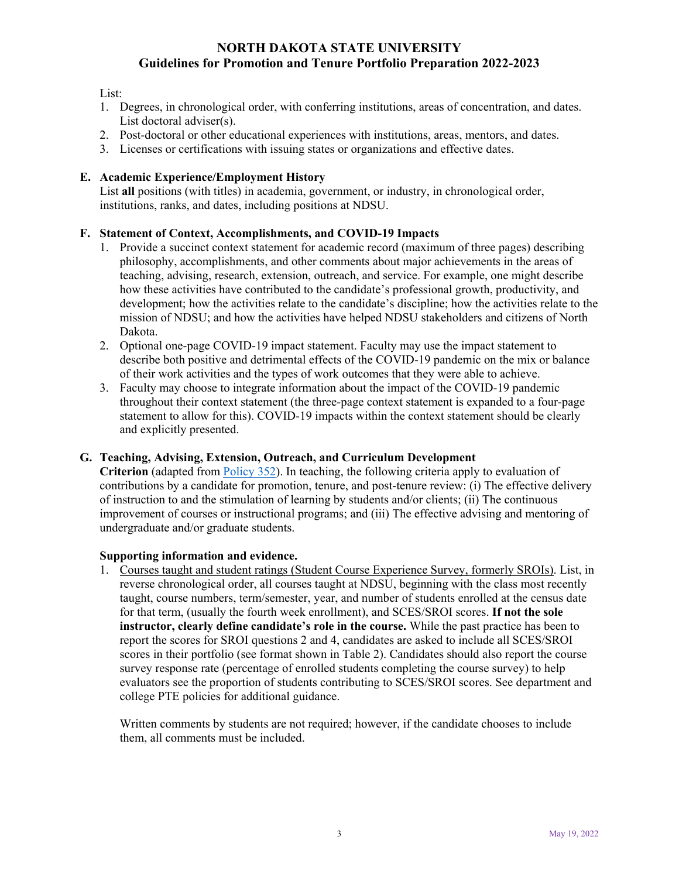List:

1. Degrees, in chronological order, with conferring institutions, areas of concentration, and dates. List doctoral adviser(s).
2. Post-doctoral or other educational experiences with institutions, areas, mentors, and dates.
3. Licenses or certifications with issuing states or organizations and effective dates.

## E. Academic Experience/Employment History

List **all** positions (with titles) in academia, government, or industry, in chronological order, institutions, ranks, and dates, including positions at NDSU.

## F. Statement of Context, Accomplishments, and COVID-19 Impacts

1. Provide a succinct context statement for academic record (maximum of three pages) describing philosophy, accomplishments, and other comments about major achievements in the areas of teaching, advising, research, extension, outreach, and service. For example, one might describe how these activities have contributed to the candidate's professional growth, productivity, and development; how the activities relate to the candidate's discipline; how the activities relate to the mission of NDSU; and how the activities have helped NDSU stakeholders and citizens of North Dakota.
2. Optional one-page COVID-19 impact statement. Faculty may use the impact statement to describe both positive and detrimental effects of the COVID-19 pandemic on the mix or balance of their work activities and the types of work outcomes that they were able to achieve.
3. Faculty may choose to integrate information about the impact of the COVID-19 pandemic throughout their context statement (the three-page context statement is expanded to a four-page statement to allow for this). COVID-19 impacts within the context statement should be clearly and explicitly presented.

## G. Teaching, Advising, Extension, Outreach, and Curriculum Development

**Criterion** (adapted from Policy 352). In teaching, the following criteria apply to evaluation of contributions by a candidate for promotion, tenure, and post-tenure review: (i) The effective delivery of instruction to and the stimulation of learning by students and/or clients; (ii) The continuous improvement of courses or instructional programs; and (iii) The effective advising and mentoring of undergraduate and/or graduate students.

**Supporting information and evidence.**

1. Courses taught and student ratings (Student Course Experience Survey, formerly SROIs). List, in reverse chronological order, all courses taught at NDSU, beginning with the class most recently taught, course numbers, term/semester, year, and number of students enrolled at the census date for that term, (usually the fourth week enrollment), and SCES/SROI scores. **If not the sole instructor, clearly define candidate's role in the course.** While the past practice has been to report the scores for SROI questions 2 and 4, candidates are asked to include all SCES/SROI scores in their portfolio (see format shown in Table 2). Candidates should also report the course survey response rate (percentage of enrolled students completing the course survey) to help evaluators see the proportion of students contributing to SCES/SROI scores. See department and college PTE policies for additional guidance.

   Written comments by students are not required; however, if the candidate chooses to include them, all comments must be included.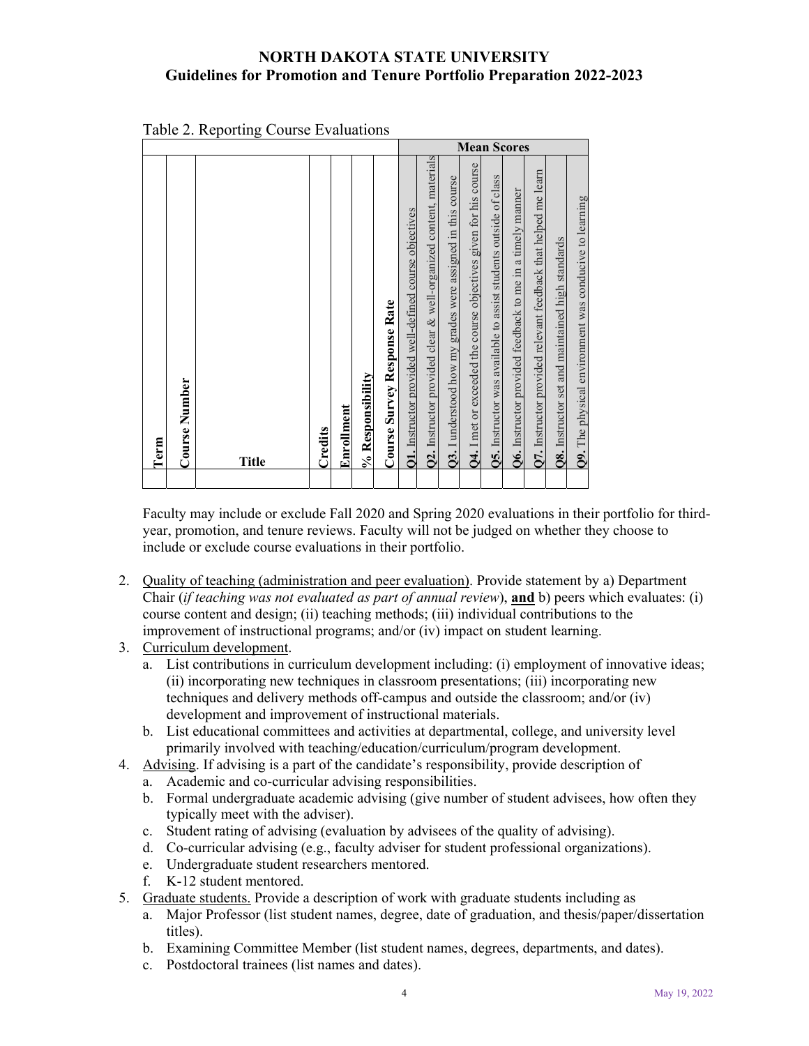Table 2. Reporting Course Evaluations

| | | | | | | | Mean Scores | | | | | | | | |
|---|---|---|---|---|---|---|---|---|---|---|---|---|---|---|---|
| **Term** | **Course Number** | **Title** | **Credits** | **Enrollment** | **% Responsibility** | **Course Survey Response Rate** | **Q1.** Instructor provided well-defined course objectives | **Q2.** Instructor provided clear & well-organized content, materials | **Q3.** I understood how my grades were assigned in this course | **Q4.** I met or exceeded the course objectives given for his course | **Q5.** Instructor was available to assist students outside of class | **Q6.** Instructor provided feedback to me in a timely manner | **Q7.** Instructor provided relevant feedback that helped me learn | **Q8.** Instructor set and maintained high standards | **Q9.** The physical environment was conducive to learning |
| | | | | | | | | | | | | | | | |

Faculty may include or exclude Fall 2020 and Spring 2020 evaluations in their portfolio for third-year, promotion, and tenure reviews. Faculty will not be judged on whether they choose to include or exclude course evaluations in their portfolio.

2. Quality of teaching (administration and peer evaluation). Provide statement by a) Department Chair (*if teaching was not evaluated as part of annual review*), **and** b) peers which evaluates: (i) course content and design; (ii) teaching methods; (iii) individual contributions to the improvement of instructional programs; and/or (iv) impact on student learning.
3. Curriculum development.
   a. List contributions in curriculum development including: (i) employment of innovative ideas; (ii) incorporating new techniques in classroom presentations; (iii) incorporating new techniques and delivery methods off-campus and outside the classroom; and/or (iv) development and improvement of instructional materials.
   b. List educational committees and activities at departmental, college, and university level primarily involved with teaching/education/curriculum/program development.
4. Advising. If advising is a part of the candidate's responsibility, provide description of
   a. Academic and co-curricular advising responsibilities.
   b. Formal undergraduate academic advising (give number of student advisees, how often they typically meet with the adviser).
   c. Student rating of advising (evaluation by advisees of the quality of advising).
   d. Co-curricular advising (e.g., faculty adviser for student professional organizations).
   e. Undergraduate student researchers mentored.
   f. K-12 student mentored.
5. Graduate students. Provide a description of work with graduate students including as
   a. Major Professor (list student names, degree, date of graduation, and thesis/paper/dissertation titles).
   b. Examining Committee Member (list student names, degrees, departments, and dates).
   c. Postdoctoral trainees (list names and dates).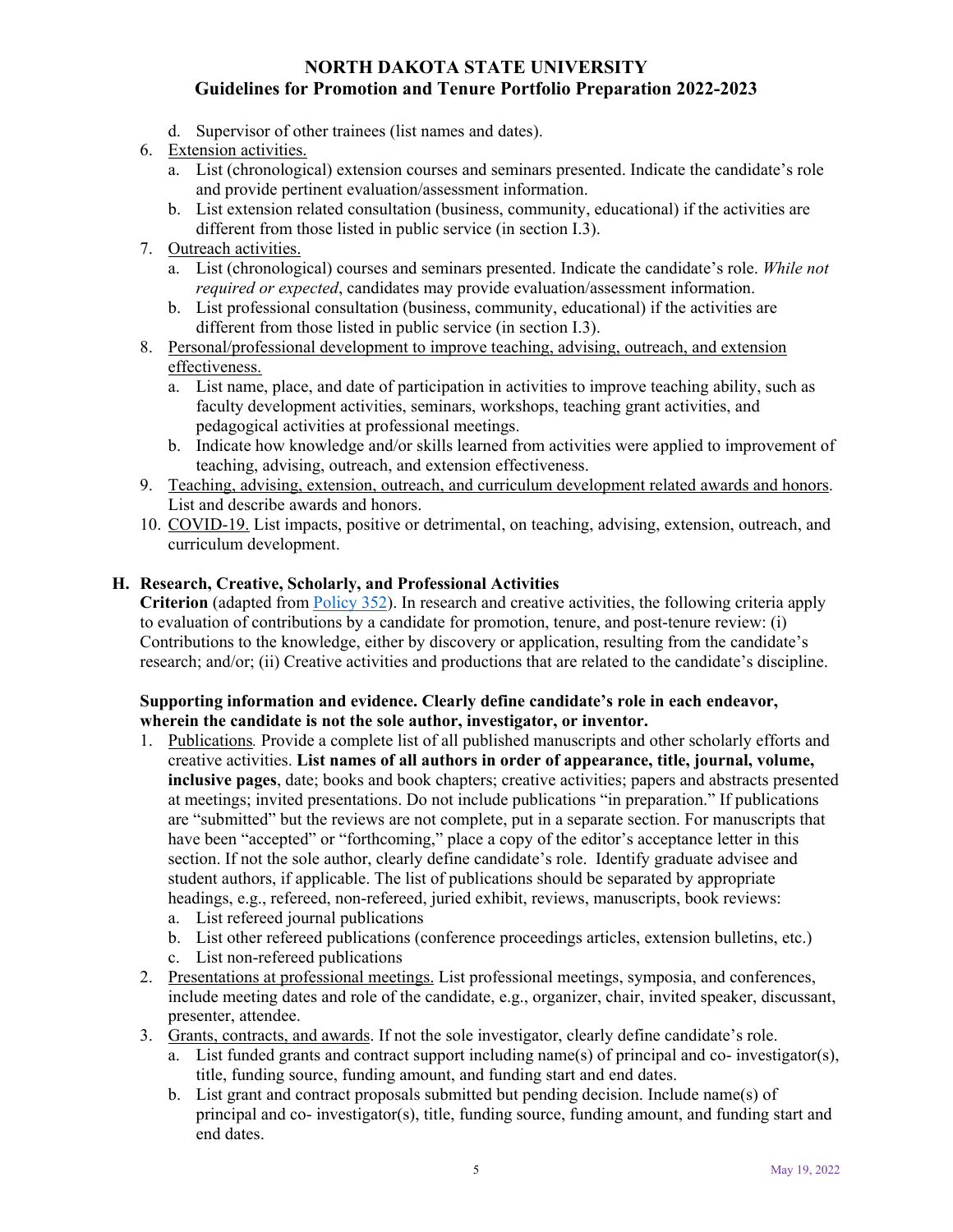d. Supervisor of other trainees (list names and dates).

6. Extension activities.
   a. List (chronological) extension courses and seminars presented. Indicate the candidate's role and provide pertinent evaluation/assessment information.
   b. List extension related consultation (business, community, educational) if the activities are different from those listed in public service (in section I.3).
7. Outreach activities.
   a. List (chronological) courses and seminars presented. Indicate the candidate's role. *While not required or expected*, candidates may provide evaluation/assessment information.
   b. List professional consultation (business, community, educational) if the activities are different from those listed in public service (in section I.3).
8. Personal/professional development to improve teaching, advising, outreach, and extension effectiveness.
   a. List name, place, and date of participation in activities to improve teaching ability, such as faculty development activities, seminars, workshops, teaching grant activities, and pedagogical activities at professional meetings.
   b. Indicate how knowledge and/or skills learned from activities were applied to improvement of teaching, advising, outreach, and extension effectiveness.
9. Teaching, advising, extension, outreach, and curriculum development related awards and honors. List and describe awards and honors.
10. COVID-19. List impacts, positive or detrimental, on teaching, advising, extension, outreach, and curriculum development.

## H. Research, Creative, Scholarly, and Professional Activities

**Criterion** (adapted from Policy 352). In research and creative activities, the following criteria apply to evaluation of contributions by a candidate for promotion, tenure, and post-tenure review: (i) Contributions to the knowledge, either by discovery or application, resulting from the candidate's research; and/or; (ii) Creative activities and productions that are related to the candidate's discipline.

**Supporting information and evidence. Clearly define candidate's role in each endeavor, wherein the candidate is not the sole author, investigator, or inventor.**

1. Publications*.* Provide a complete list of all published manuscripts and other scholarly efforts and creative activities. **List names of all authors in order of appearance, title, journal, volume, inclusive pages**, date; books and book chapters; creative activities; papers and abstracts presented at meetings; invited presentations. Do not include publications "in preparation." If publications are "submitted" but the reviews are not complete, put in a separate section. For manuscripts that have been "accepted" or "forthcoming," place a copy of the editor's acceptance letter in this section. If not the sole author, clearly define candidate's role. Identify graduate advisee and student authors, if applicable. The list of publications should be separated by appropriate headings, e.g., refereed, non-refereed, juried exhibit, reviews, manuscripts, book reviews:
   a. List refereed journal publications
   b. List other refereed publications (conference proceedings articles, extension bulletins, etc.)
   c. List non-refereed publications
2. Presentations at professional meetings. List professional meetings, symposia, and conferences, include meeting dates and role of the candidate, e.g., organizer, chair, invited speaker, discussant, presenter, attendee.
3. Grants, contracts, and awards. If not the sole investigator, clearly define candidate's role.
   a. List funded grants and contract support including name(s) of principal and co- investigator(s), title, funding source, funding amount, and funding start and end dates.
   b. List grant and contract proposals submitted but pending decision. Include name(s) of principal and co- investigator(s), title, funding source, funding amount, and funding start and end dates.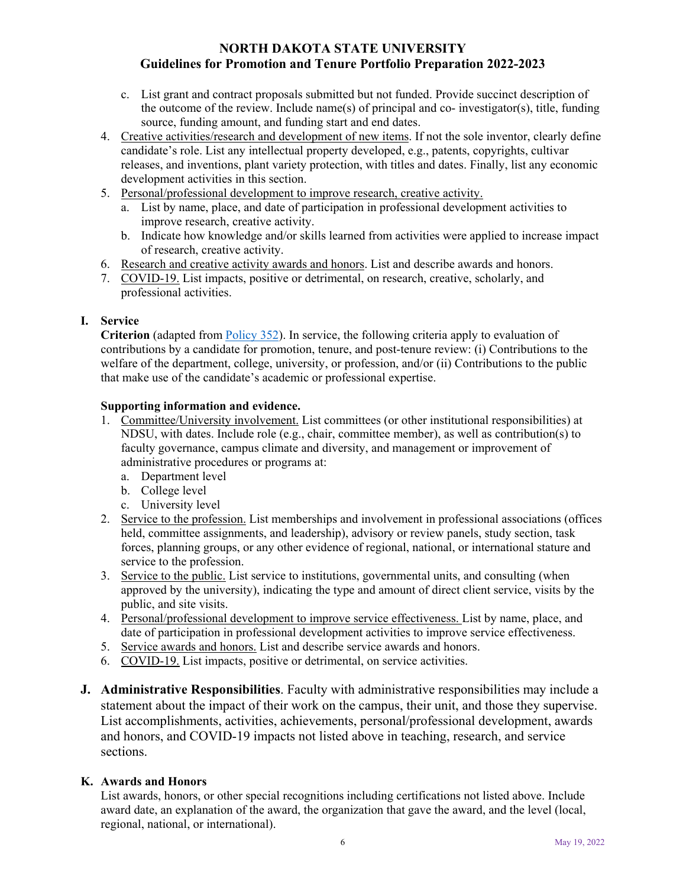c. List grant and contract proposals submitted but not funded. Provide succinct description of the outcome of the review. Include name(s) of principal and co- investigator(s), title, funding source, funding amount, and funding start and end dates.

4. Creative activities/research and development of new items. If not the sole inventor, clearly define candidate's role. List any intellectual property developed, e.g., patents, copyrights, cultivar releases, and inventions, plant variety protection, with titles and dates. Finally, list any economic development activities in this section.
5. Personal/professional development to improve research, creative activity.
   a. List by name, place, and date of participation in professional development activities to improve research, creative activity.
   b. Indicate how knowledge and/or skills learned from activities were applied to increase impact of research, creative activity.
6. Research and creative activity awards and honors. List and describe awards and honors.
7. COVID-19. List impacts, positive or detrimental, on research, creative, scholarly, and professional activities.

## I. Service

**Criterion** (adapted from Policy 352). In service, the following criteria apply to evaluation of contributions by a candidate for promotion, tenure, and post-tenure review: (i) Contributions to the welfare of the department, college, university, or profession, and/or (ii) Contributions to the public that make use of the candidate's academic or professional expertise.

**Supporting information and evidence.**

1. Committee/University involvement. List committees (or other institutional responsibilities) at NDSU, with dates. Include role (e.g., chair, committee member), as well as contribution(s) to faculty governance, campus climate and diversity, and management or improvement of administrative procedures or programs at:
   a. Department level
   b. College level
   c. University level
2. Service to the profession. List memberships and involvement in professional associations (offices held, committee assignments, and leadership), advisory or review panels, study section, task forces, planning groups, or any other evidence of regional, national, or international stature and service to the profession.
3. Service to the public. List service to institutions, governmental units, and consulting (when approved by the university), indicating the type and amount of direct client service, visits by the public, and site visits.
4. Personal/professional development to improve service effectiveness. List by name, place, and date of participation in professional development activities to improve service effectiveness.
5. Service awards and honors. List and describe service awards and honors.
6. COVID-19. List impacts, positive or detrimental, on service activities.

## J. Administrative Responsibilities

**J. Administrative Responsibilities**. Faculty with administrative responsibilities may include a statement about the impact of their work on the campus, their unit, and those they supervise. List accomplishments, activities, achievements, personal/professional development, awards and honors, and COVID-19 impacts not listed above in teaching, research, and service sections.

## K. Awards and Honors

List awards, honors, or other special recognitions including certifications not listed above. Include award date, an explanation of the award, the organization that gave the award, and the level (local, regional, national, or international).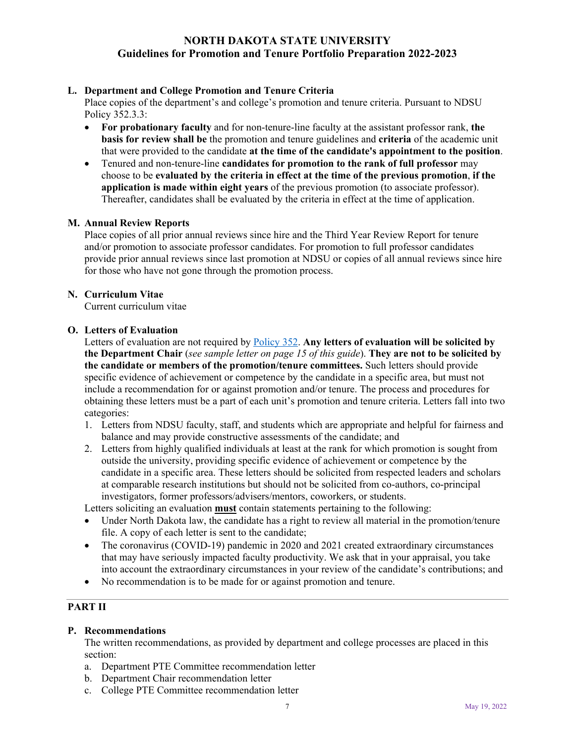### L. Department and College Promotion and Tenure Criteria

Place copies of the department's and college's promotion and tenure criteria. Pursuant to NDSU Policy 352.3.3:

- **For probationary faculty** and for non-tenure-line faculty at the assistant professor rank, **the basis for review shall be** the promotion and tenure guidelines and **criteria** of the academic unit that were provided to the candidate **at the time of the candidate's appointment to the position**.
- Tenured and non-tenure-line **candidates for promotion to the rank of full professor** may choose to be **evaluated by the criteria in effect at the time of the previous promotion**, **if the application is made within eight years** of the previous promotion (to associate professor). Thereafter, candidates shall be evaluated by the criteria in effect at the time of application.

### M. Annual Review Reports

Place copies of all prior annual reviews since hire and the Third Year Review Report for tenure and/or promotion to associate professor candidates. For promotion to full professor candidates provide prior annual reviews since last promotion at NDSU or copies of all annual reviews since hire for those who have not gone through the promotion process.

### N. Curriculum Vitae

Current curriculum vitae

### O. Letters of Evaluation

Letters of evaluation are not required by [Policy 352](). **Any letters of evaluation will be solicited by the Department Chair** (*see sample letter on page 15 of this guide*). **They are not to be solicited by the candidate or members of the promotion/tenure committees.** Such letters should provide specific evidence of achievement or competence by the candidate in a specific area, but must not include a recommendation for or against promotion and/or tenure. The process and procedures for obtaining these letters must be a part of each unit's promotion and tenure criteria. Letters fall into two categories:

1. Letters from NDSU faculty, staff, and students which are appropriate and helpful for fairness and balance and may provide constructive assessments of the candidate; and
2. Letters from highly qualified individuals at least at the rank for which promotion is sought from outside the university, providing specific evidence of achievement or competence by the candidate in a specific area. These letters should be solicited from respected leaders and scholars at comparable research institutions but should not be solicited from co-authors, co-principal investigators, former professors/advisers/mentors, coworkers, or students.

Letters soliciting an evaluation **must** contain statements pertaining to the following:

- Under North Dakota law, the candidate has a right to review all material in the promotion/tenure file. A copy of each letter is sent to the candidate;
- The coronavirus (COVID-19) pandemic in 2020 and 2021 created extraordinary circumstances that may have seriously impacted faculty productivity. We ask that in your appraisal, you take into account the extraordinary circumstances in your review of the candidate's contributions; and
- No recommendation is to be made for or against promotion and tenure.

---

## PART II

### P. Recommendations

The written recommendations, as provided by department and college processes are placed in this section:

a. Department PTE Committee recommendation letter
b. Department Chair recommendation letter
c. College PTE Committee recommendation letter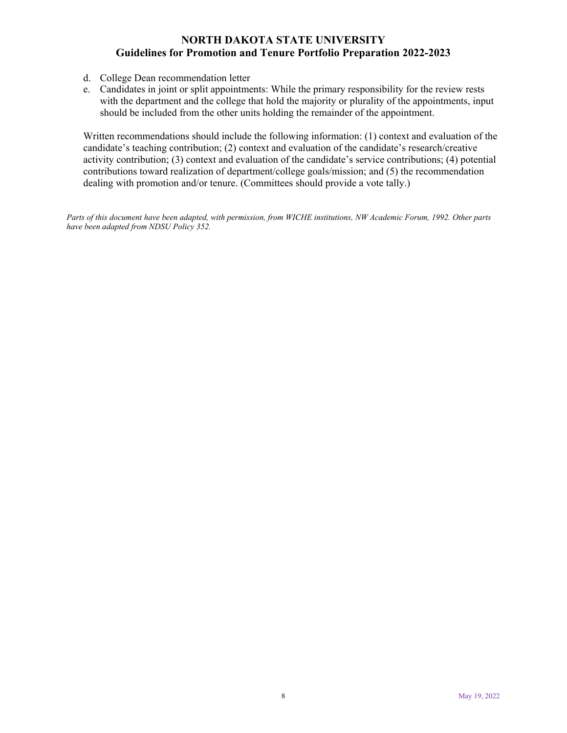d. College Dean recommendation letter
e. Candidates in joint or split appointments: While the primary responsibility for the review rests with the department and the college that hold the majority or plurality of the appointments, input should be included from the other units holding the remainder of the appointment.

Written recommendations should include the following information: (1) context and evaluation of the candidate's teaching contribution; (2) context and evaluation of the candidate's research/creative activity contribution; (3) context and evaluation of the candidate's service contributions; (4) potential contributions toward realization of department/college goals/mission; and (5) the recommendation dealing with promotion and/or tenure. (Committees should provide a vote tally.)

*Parts of this document have been adapted, with permission, from WICHE institutions, NW Academic Forum, 1992. Other parts have been adapted from NDSU Policy 352.*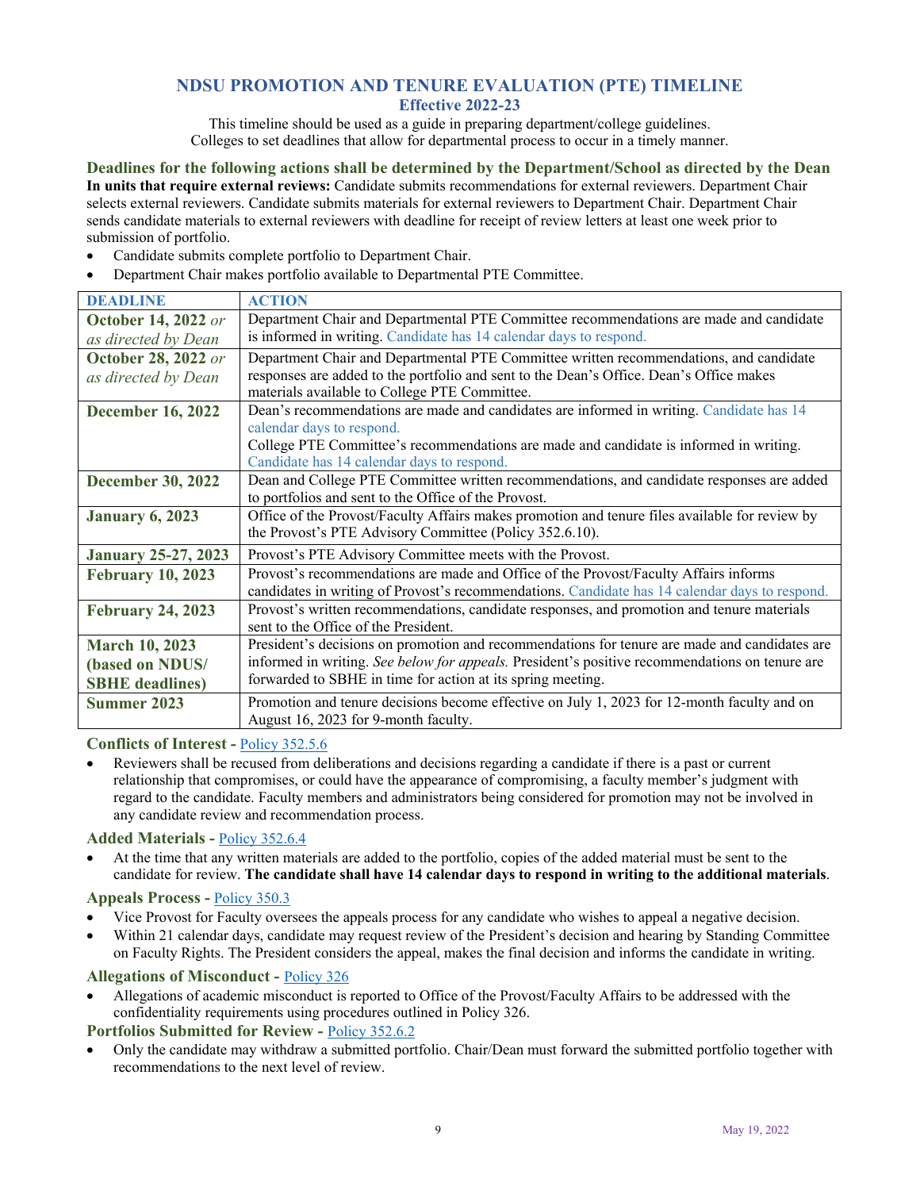# NDSU PROMOTION AND TENURE EVALUATION (PTE) TIMELINE

## Effective 2022-23

This timeline should be used as a guide in preparing department/college guidelines.
Colleges to set deadlines that allow for departmental process to occur in a timely manner.

### Deadlines for the following actions shall be determined by the Department/School as directed by the Dean

**In units that require external reviews:** Candidate submits recommendations for external reviewers. Department Chair selects external reviewers. Candidate submits materials for external reviewers to Department Chair. Department Chair sends candidate materials to external reviewers with deadline for receipt of review letters at least one week prior to submission of portfolio.

- Candidate submits complete portfolio to Department Chair.
- Department Chair makes portfolio available to Departmental PTE Committee.

| DEADLINE | ACTION |
|---|---|
| **October 14, 2022** *or as directed by Dean* | Department Chair and Departmental PTE Committee recommendations are made and candidate is informed in writing. Candidate has 14 calendar days to respond. |
| **October 28, 2022** *or as directed by Dean* | Department Chair and Departmental PTE Committee written recommendations, and candidate responses are added to the portfolio and sent to the Dean's Office. Dean's Office makes materials available to College PTE Committee. |
| **December 16, 2022** | Dean's recommendations are made and candidates are informed in writing. Candidate has 14 calendar days to respond.<br>College PTE Committee's recommendations are made and candidate is informed in writing. Candidate has 14 calendar days to respond. |
| **December 30, 2022** | Dean and College PTE Committee written recommendations, and candidate responses are added to portfolios and sent to the Office of the Provost. |
| **January 6, 2023** | Office of the Provost/Faculty Affairs makes promotion and tenure files available for review by the Provost's PTE Advisory Committee (Policy 352.6.10). |
| **January 25-27, 2023** | Provost's PTE Advisory Committee meets with the Provost. |
| **February 10, 2023** | Provost's recommendations are made and Office of the Provost/Faculty Affairs informs candidates in writing of Provost's recommendations. Candidate has 14 calendar days to respond. |
| **February 24, 2023** | Provost's written recommendations, candidate responses, and promotion and tenure materials sent to the Office of the President. |
| **March 10, 2023 (based on NDUS/ SBHE deadlines)** | President's decisions on promotion and recommendations for tenure are made and candidates are informed in writing. *See below for appeals.* President's positive recommendations on tenure are forwarded to SBHE in time for action at its spring meeting. |
| **Summer 2023** | Promotion and tenure decisions become effective on July 1, 2023 for 12-month faculty and on August 16, 2023 for 9-month faculty. |

### Conflicts of Interest - Policy 352.5.6

- Reviewers shall be recused from deliberations and decisions regarding a candidate if there is a past or current relationship that compromises, or could have the appearance of compromising, a faculty member's judgment with regard to the candidate. Faculty members and administrators being considered for promotion may not be involved in any candidate review and recommendation process.

### Added Materials - Policy 352.6.4

- At the time that any written materials are added to the portfolio, copies of the added material must be sent to the candidate for review. **The candidate shall have 14 calendar days to respond in writing to the additional materials**.

### Appeals Process - Policy 350.3

- Vice Provost for Faculty oversees the appeals process for any candidate who wishes to appeal a negative decision.
- Within 21 calendar days, candidate may request review of the President's decision and hearing by Standing Committee on Faculty Rights. The President considers the appeal, makes the final decision and informs the candidate in writing.

### Allegations of Misconduct - Policy 326

- Allegations of academic misconduct is reported to Office of the Provost/Faculty Affairs to be addressed with the confidentiality requirements using procedures outlined in Policy 326.

### Portfolios Submitted for Review - Policy 352.6.2

- Only the candidate may withdraw a submitted portfolio. Chair/Dean must forward the submitted portfolio together with recommendations to the next level of review.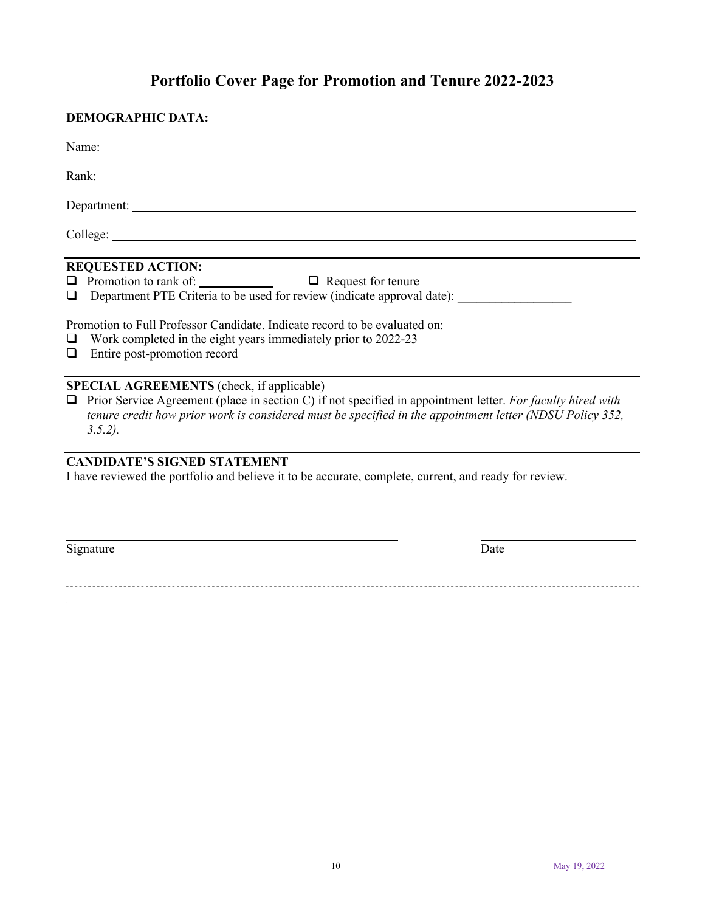# Portfolio Cover Page for Promotion and Tenure 2022-2023

**DEMOGRAPHIC DATA:**

Name: ______________________________________________

Rank: ______________________________________________

Department: ______________________________________________

College: ______________________________________________

---

**REQUESTED ACTION:**

- ☐ Promotion to rank of: ____________ ☐ Request for tenure
- ☐ Department PTE Criteria to be used for review (indicate approval date): __________________

Promotion to Full Professor Candidate. Indicate record to be evaluated on:

- ☐ Work completed in the eight years immediately prior to 2022-23
- ☐ Entire post-promotion record

---

**SPECIAL AGREEMENTS** (check, if applicable)

- ☐ Prior Service Agreement (place in section C) if not specified in appointment letter. *For faculty hired with tenure credit how prior work is considered must be specified in the appointment letter (NDSU Policy 352, 3.5.2).*

---

**CANDIDATE'S SIGNED STATEMENT**

I have reviewed the portfolio and believe it to be accurate, complete, current, and ready for review.

______________________________________________ ______________________

Signature Date

May 19, 2022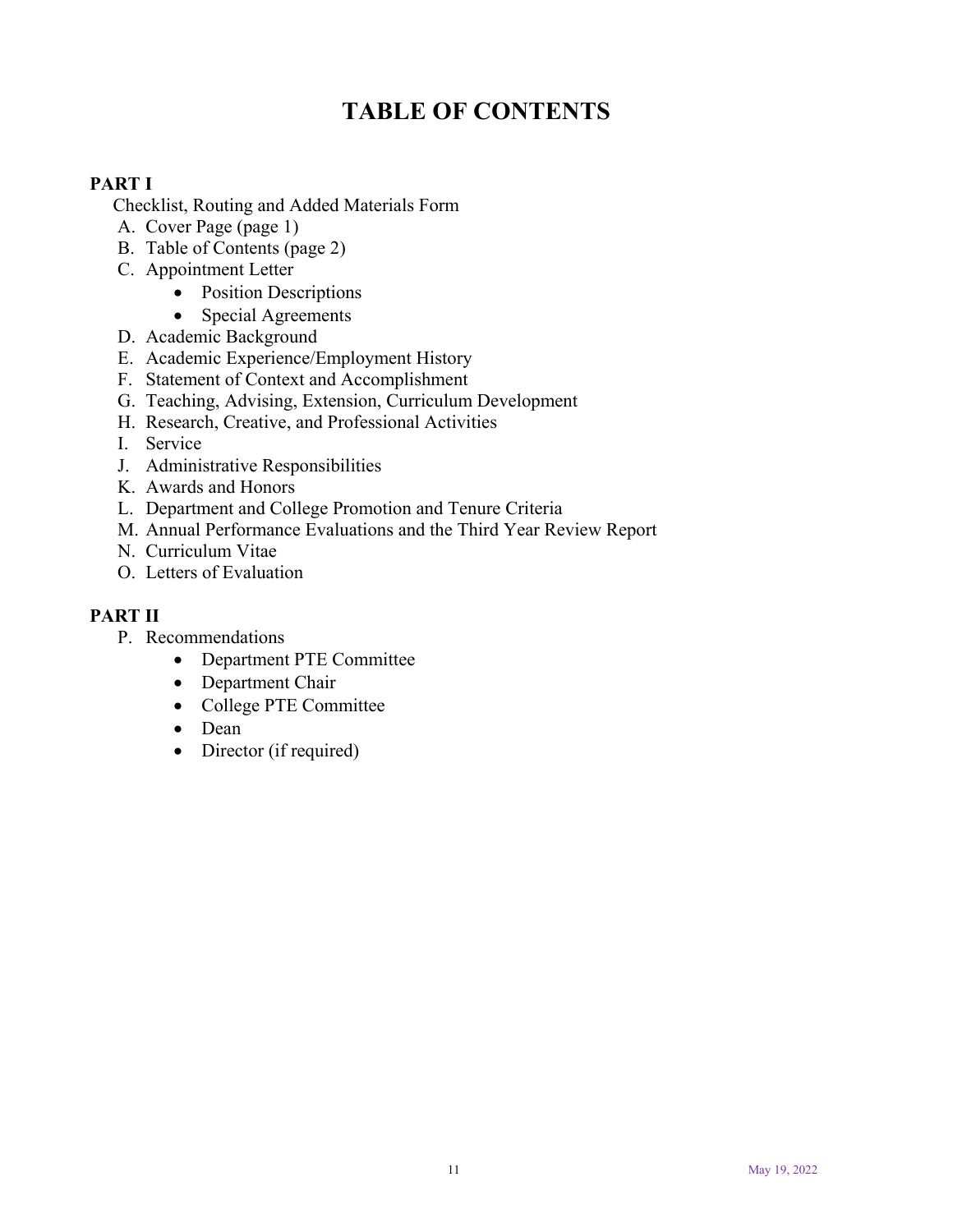# TABLE OF CONTENTS

**PART I**

Checklist, Routing and Added Materials Form

A. Cover Page (page 1)
B. Table of Contents (page 2)
C. Appointment Letter
    - Position Descriptions
    - Special Agreements
D. Academic Background
E. Academic Experience/Employment History
F. Statement of Context and Accomplishment
G. Teaching, Advising, Extension, Curriculum Development
H. Research, Creative, and Professional Activities
I. Service
J. Administrative Responsibilities
K. Awards and Honors
L. Department and College Promotion and Tenure Criteria
M. Annual Performance Evaluations and the Third Year Review Report
N. Curriculum Vitae
O. Letters of Evaluation

**PART II**

P. Recommendations
    - Department PTE Committee
    - Department Chair
    - College PTE Committee
    - Dean
    - Director (if required)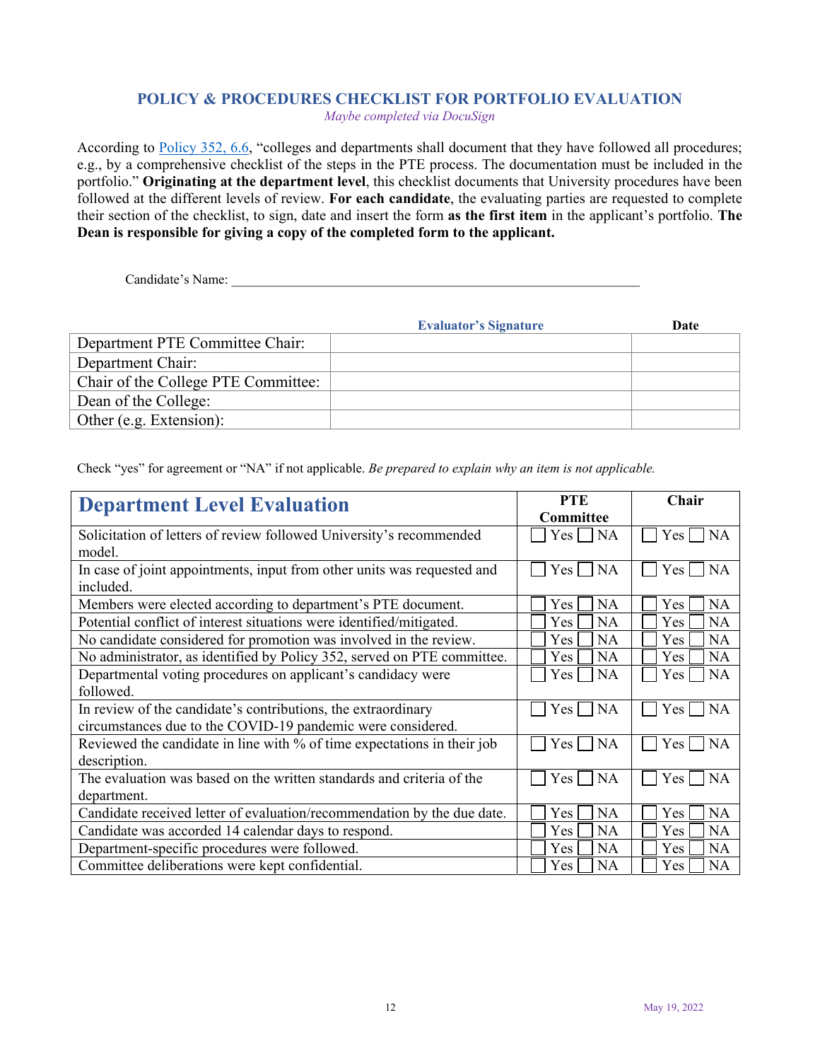## POLICY & PROCEDURES CHECKLIST FOR PORTFOLIO EVALUATION

*Maybe completed via DocuSign*

According to Policy 352, 6.6, "colleges and departments shall document that they have followed all procedures; e.g., by a comprehensive checklist of the steps in the PTE process. The documentation must be included in the portfolio." **Originating at the department level**, this checklist documents that University procedures have been followed at the different levels of review. **For each candidate**, the evaluating parties are requested to complete their section of the checklist, to sign, date and insert the form **as the first item** in the applicant's portfolio. **The Dean is responsible for giving a copy of the completed form to the applicant.**

Candidate's Name: ___________________________________________________________

| | **Evaluator's Signature** | **Date** |
|---|---|---|
| Department PTE Committee Chair: | | |
| Department Chair: | | |
| Chair of the College PTE Committee: | | |
| Dean of the College: | | |
| Other (e.g. Extension): | | |

Check "yes" for agreement or "NA" if not applicable. *Be prepared to explain why an item is not applicable.*

| **Department Level Evaluation** | **PTE Committee** | **Chair** |
|---|---|---|
| Solicitation of letters of review followed University's recommended model. | ☐ Yes ☐ NA | ☐ Yes ☐ NA |
| In case of joint appointments, input from other units was requested and included. | ☐ Yes ☐ NA | ☐ Yes ☐ NA |
| Members were elected according to department's PTE document. | ☐ Yes ☐ NA | ☐ Yes ☐ NA |
| Potential conflict of interest situations were identified/mitigated. | ☐ Yes ☐ NA | ☐ Yes ☐ NA |
| No candidate considered for promotion was involved in the review. | ☐ Yes ☐ NA | ☐ Yes ☐ NA |
| No administrator, as identified by Policy 352, served on PTE committee. | ☐ Yes ☐ NA | ☐ Yes ☐ NA |
| Departmental voting procedures on applicant's candidacy were followed. | ☐ Yes ☐ NA | ☐ Yes ☐ NA |
| In review of the candidate's contributions, the extraordinary circumstances due to the COVID-19 pandemic were considered. | ☐ Yes ☐ NA | ☐ Yes ☐ NA |
| Reviewed the candidate in line with % of time expectations in their job description. | ☐ Yes ☐ NA | ☐ Yes ☐ NA |
| The evaluation was based on the written standards and criteria of the department. | ☐ Yes ☐ NA | ☐ Yes ☐ NA |
| Candidate received letter of evaluation/recommendation by the due date. | ☐ Yes ☐ NA | ☐ Yes ☐ NA |
| Candidate was accorded 14 calendar days to respond. | ☐ Yes ☐ NA | ☐ Yes ☐ NA |
| Department-specific procedures were followed. | ☐ Yes ☐ NA | ☐ Yes ☐ NA |
| Committee deliberations were kept confidential. | ☐ Yes ☐ NA | ☐ Yes ☐ NA |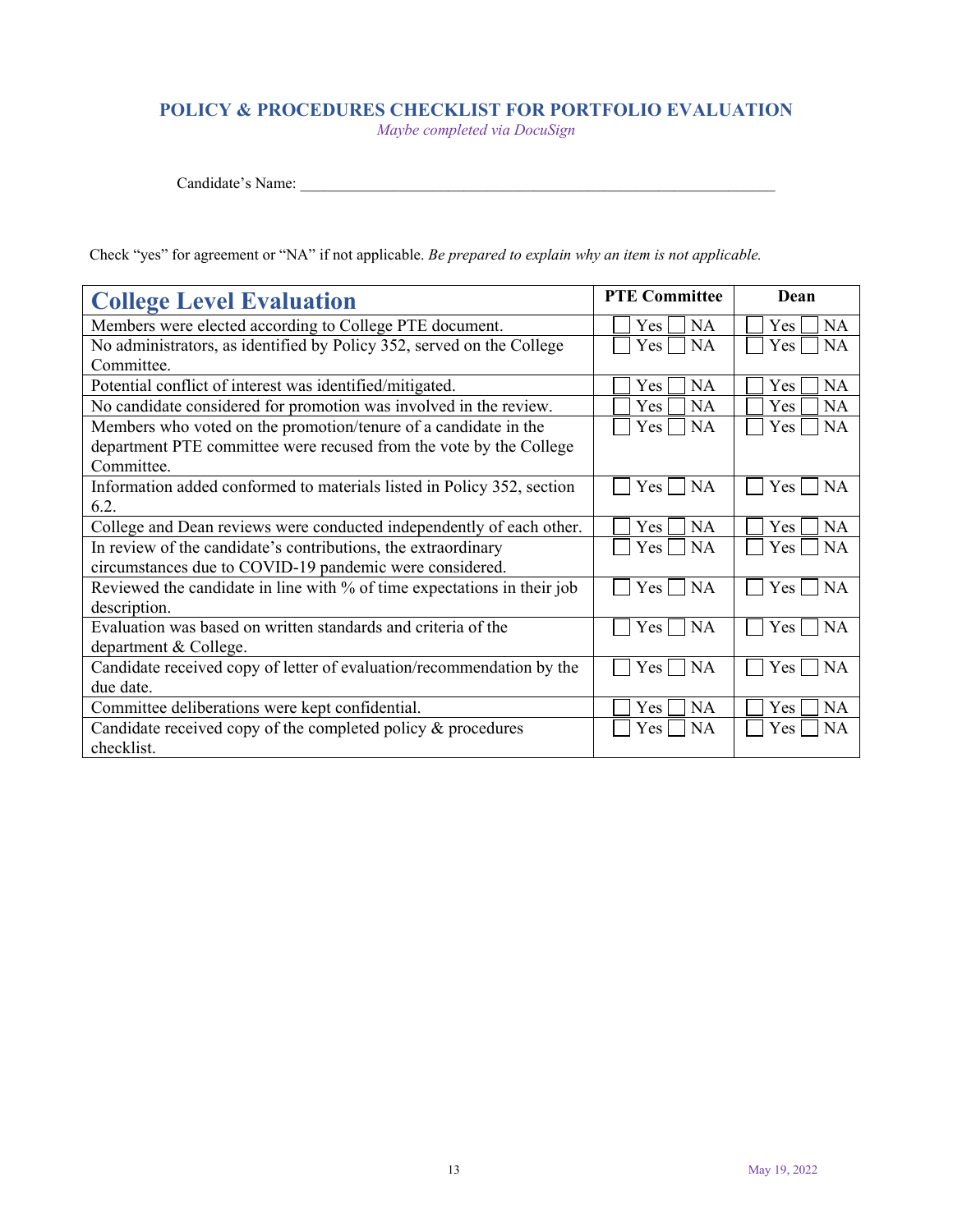## POLICY & PROCEDURES CHECKLIST FOR PORTFOLIO EVALUATION

*Maybe completed via DocuSign*

Candidate's Name: ___________________________________________________________

Check "yes" for agreement or "NA" if not applicable. *Be prepared to explain why an item is not applicable.*

| College Level Evaluation | PTE Committee | Dean |
|---|---|---|
| Members were elected according to College PTE document. | ☐ Yes ☐ NA | ☐ Yes ☐ NA |
| No administrators, as identified by Policy 352, served on the College Committee. | ☐ Yes ☐ NA | ☐ Yes ☐ NA |
| Potential conflict of interest was identified/mitigated. | ☐ Yes ☐ NA | ☐ Yes ☐ NA |
| No candidate considered for promotion was involved in the review. | ☐ Yes ☐ NA | ☐ Yes ☐ NA |
| Members who voted on the promotion/tenure of a candidate in the department PTE committee were recused from the vote by the College Committee. | ☐ Yes ☐ NA | ☐ Yes ☐ NA |
| Information added conformed to materials listed in Policy 352, section 6.2. | ☐ Yes ☐ NA | ☐ Yes ☐ NA |
| College and Dean reviews were conducted independently of each other. | ☐ Yes ☐ NA | ☐ Yes ☐ NA |
| In review of the candidate's contributions, the extraordinary circumstances due to COVID-19 pandemic were considered. | ☐ Yes ☐ NA | ☐ Yes ☐ NA |
| Reviewed the candidate in line with % of time expectations in their job description. | ☐ Yes ☐ NA | ☐ Yes ☐ NA |
| Evaluation was based on written standards and criteria of the department & College. | ☐ Yes ☐ NA | ☐ Yes ☐ NA |
| Candidate received copy of letter of evaluation/recommendation by the due date. | ☐ Yes ☐ NA | ☐ Yes ☐ NA |
| Committee deliberations were kept confidential. | ☐ Yes ☐ NA | ☐ Yes ☐ NA |
| Candidate received copy of the completed policy & procedures checklist. | ☐ Yes ☐ NA | ☐ Yes ☐ NA |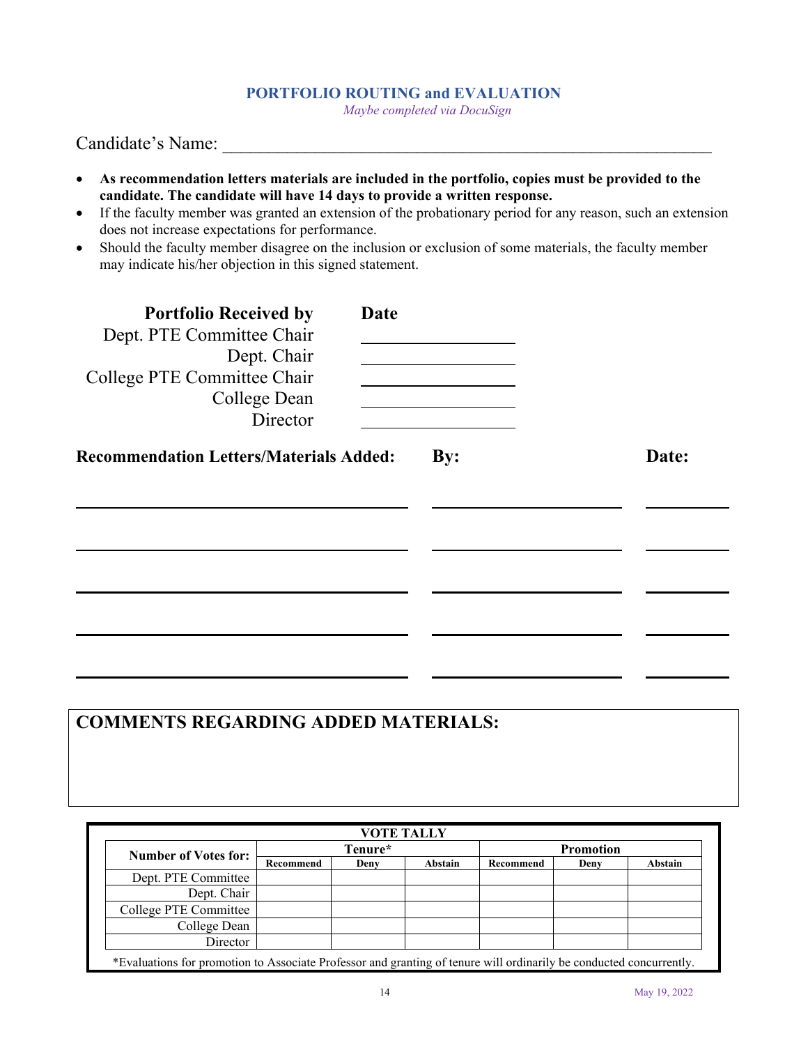## PORTFOLIO ROUTING and EVALUATION

*Maybe completed via DocuSign*

Candidate's Name: ___________________________________________________________

- **As recommendation letters materials are included in the portfolio, copies must be provided to the candidate. The candidate will have 14 days to provide a written response.**
- If the faculty member was granted an extension of the probationary period for any reason, such an extension does not increase expectations for performance.
- Should the faculty member disagree on the inclusion or exclusion of some materials, the faculty member may indicate his/her objection in this signed statement.

| **Portfolio Received by** | **Date** |
|---|---|
| Dept. PTE Committee Chair | ____________ |
| Dept. Chair | ____________ |
| College PTE Committee Chair | ____________ |
| College Dean | ____________ |
| Director | ____________ |

| **Recommendation Letters/Materials Added:** | **By:** | **Date:** |
|---|---|---|
| | | |
| | | |
| | | |
| | | |
| | | |

### COMMENTS REGARDING ADDED MATERIALS:

**VOTE TALLY**

| **Number of Votes for:** | **Tenure*** | | | **Promotion** | | |
|---|---|---|---|---|---|---|
| | **Recommend** | **Deny** | **Abstain** | **Recommend** | **Deny** | **Abstain** |
| Dept. PTE Committee | | | | | | |
| Dept. Chair | | | | | | |
| College PTE Committee | | | | | | |
| College Dean | | | | | | |
| Director | | | | | | |

*Evaluations for promotion to Associate Professor and granting of tenure will ordinarily be conducted concurrently.

May 19, 2022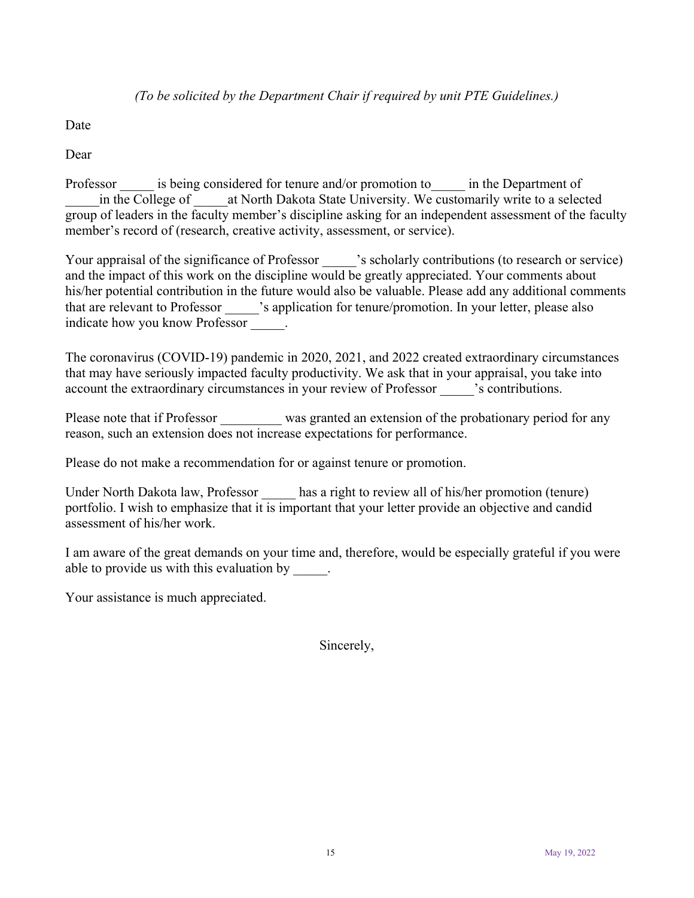*(To be solicited by the Department Chair if required by unit PTE Guidelines.)*

Date

Dear

Professor _____ is being considered for tenure and/or promotion to_____ in the Department of _____in the College of _____at North Dakota State University. We customarily write to a selected group of leaders in the faculty member's discipline asking for an independent assessment of the faculty member's record of (research, creative activity, assessment, or service).

Your appraisal of the significance of Professor _____'s scholarly contributions (to research or service) and the impact of this work on the discipline would be greatly appreciated. Your comments about his/her potential contribution in the future would also be valuable. Please add any additional comments that are relevant to Professor _____'s application for tenure/promotion. In your letter, please also indicate how you know Professor _____.

The coronavirus (COVID-19) pandemic in 2020, 2021, and 2022 created extraordinary circumstances that may have seriously impacted faculty productivity. We ask that in your appraisal, you take into account the extraordinary circumstances in your review of Professor _____'s contributions.

Please note that if Professor _________ was granted an extension of the probationary period for any reason, such an extension does not increase expectations for performance.

Please do not make a recommendation for or against tenure or promotion.

Under North Dakota law, Professor _____ has a right to review all of his/her promotion (tenure) portfolio. I wish to emphasize that it is important that your letter provide an objective and candid assessment of his/her work.

I am aware of the great demands on your time and, therefore, would be especially grateful if you were able to provide us with this evaluation by _____.

Your assistance is much appreciated.

Sincerely,